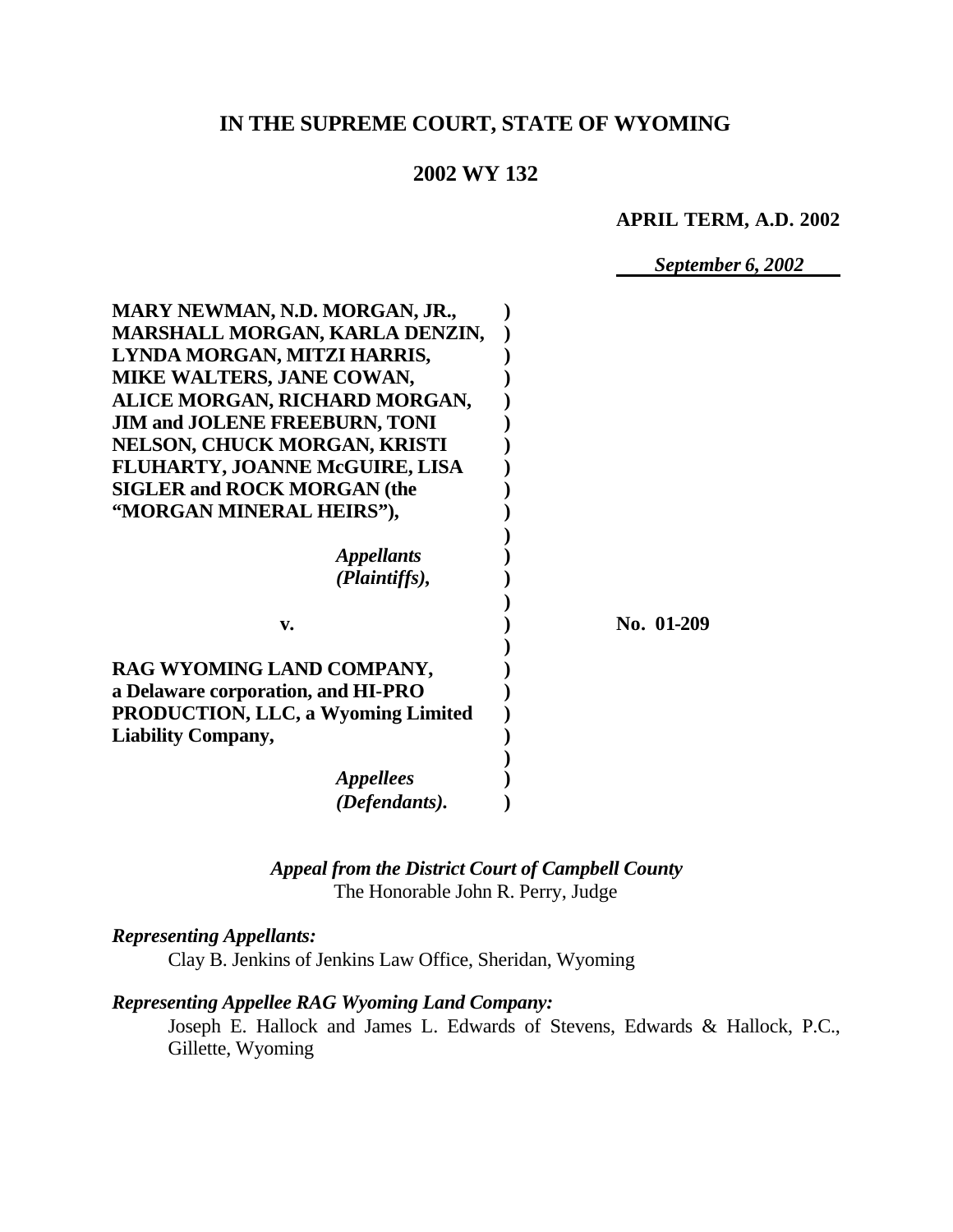**IN THE SUPREME COURT, STATE OF WYOMING**

**2002 WY 132**

**APRIL TERM, A.D. 2002**

*September 6, 2002*

**MARY NEWMAN, N.D. MORGAN, JR., MARSHALL MORGAN, KARLA DENZIN, LYNDA MORGAN, MITZI HARRIS, MIKE WALTERS, JANE COWAN, ALICE MORGAN, RICHARD MORGAN, JIM and JOLENE FREEBURN, TONI NELSON, CHUCK MORGAN, KRISTI FLUHARTY, JOANNE McGUIRE, LISA SIGLER and ROCK MORGAN (the "MORGAN MINERAL HEIRS"),**

*Appellants (Plaintiffs),*

**v.**

**RAG WYOMING LAND COMPANY, a Delaware corporation, and HI-PRO PRODUCTION, LLC, a Wyoming Limited Liability Company,**

*Appellees (Defendants).*

**No. 01-209**

*Appeal from the District Court of Campbell County*
The Honorable John R. Perry, Judge

*Representing Appellants:*

Clay B. Jenkins of Jenkins Law Office, Sheridan, Wyoming

*Representing Appellee RAG Wyoming Land Company:*

Joseph E. Hallock and James L. Edwards of Stevens, Edwards & Hallock, P.C., Gillette, Wyoming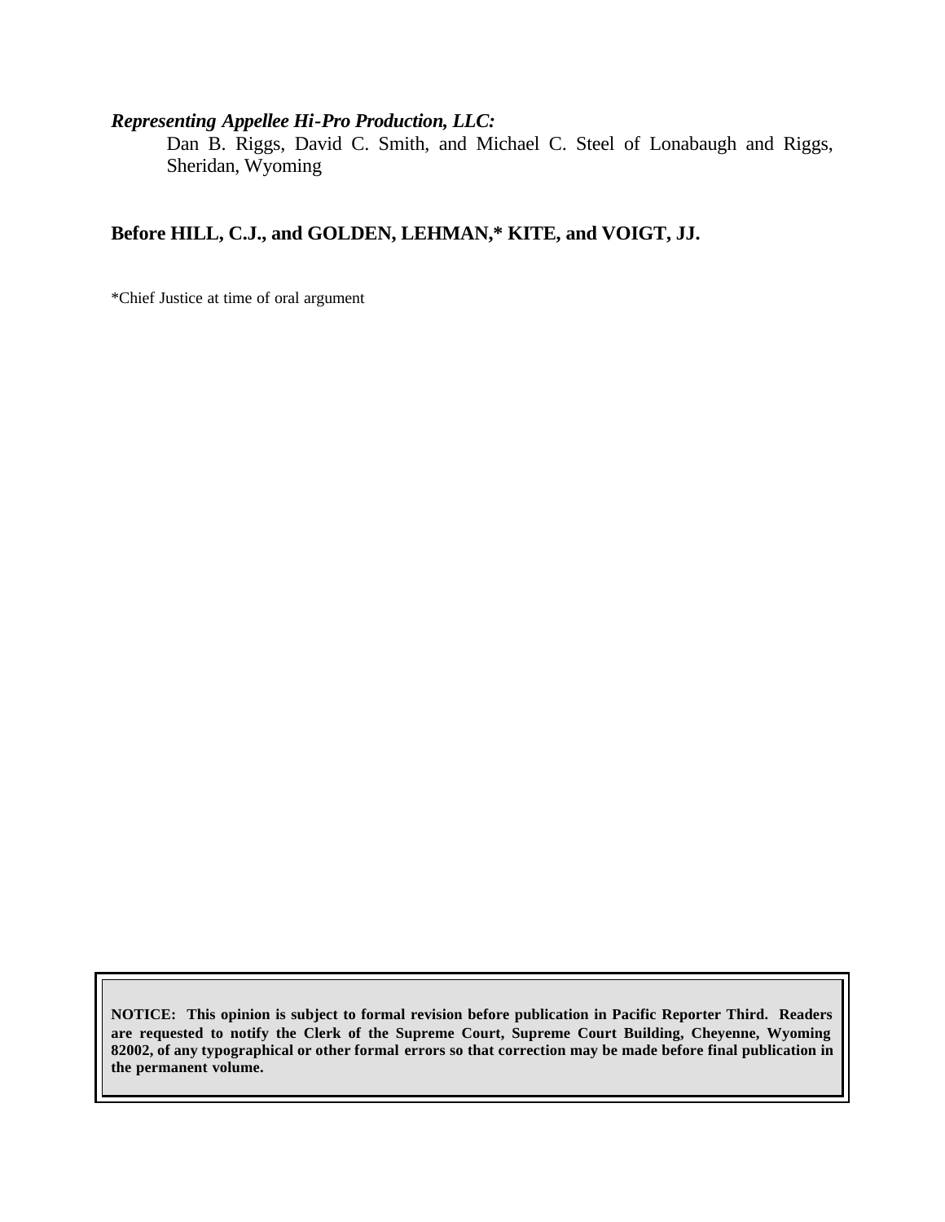*Representing Appellee Hi-Pro Production, LLC:*

Dan B. Riggs, David C. Smith, and Michael C. Steel of Lonabaugh and Riggs, Sheridan, Wyoming

**Before HILL, C.J., and GOLDEN, LEHMAN,* KITE, and VOIGT, JJ.**

*Chief Justice at time of oral argument

**NOTICE: This opinion is subject to formal revision before publication in Pacific Reporter Third. Readers are requested to notify the Clerk of the Supreme Court, Supreme Court Building, Cheyenne, Wyoming 82002, of any typographical or other formal errors so that correction may be made before final publication in the permanent volume.**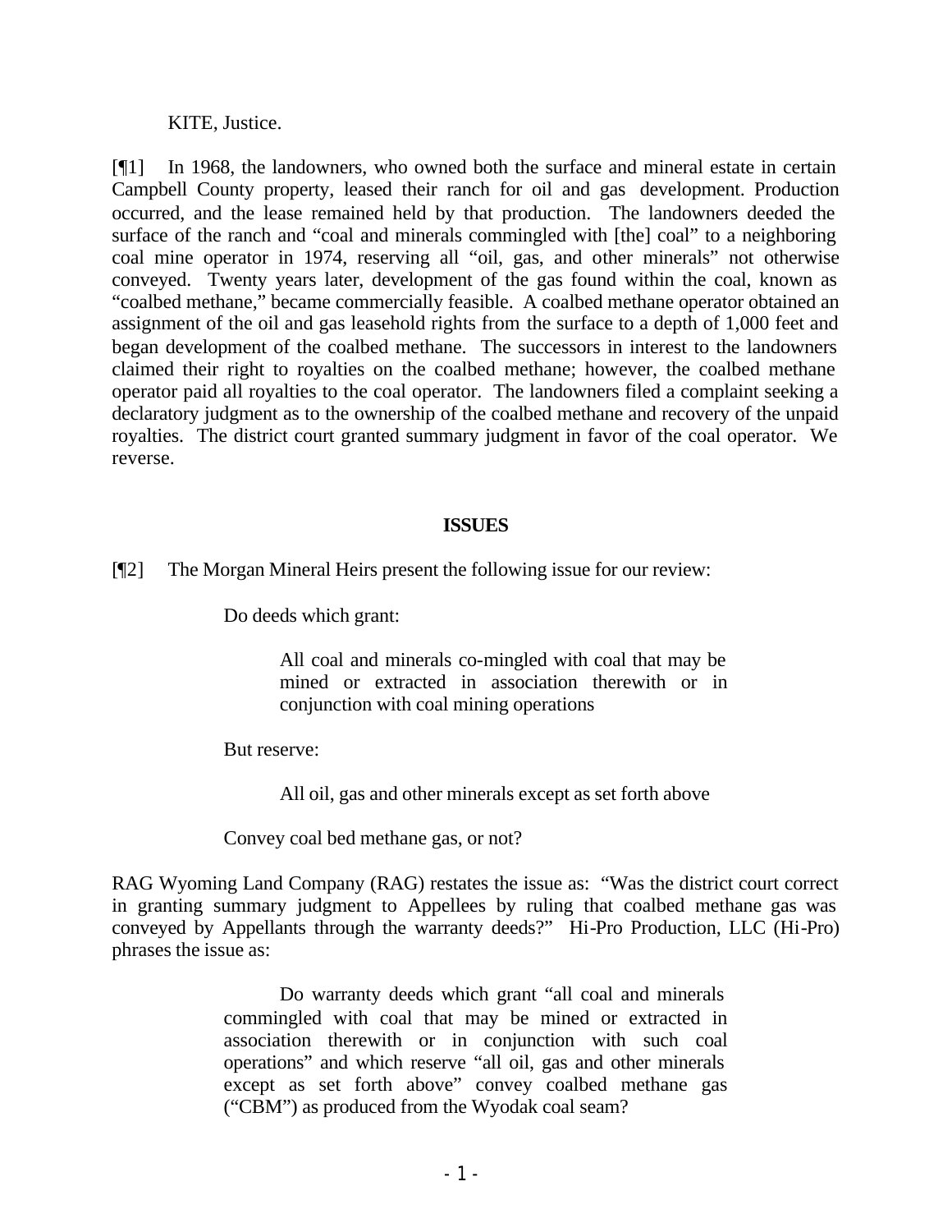KITE, Justice.

[¶1] In 1968, the landowners, who owned both the surface and mineral estate in certain Campbell County property, leased their ranch for oil and gas development. Production occurred, and the lease remained held by that production. The landowners deeded the surface of the ranch and "coal and minerals commingled with [the] coal" to a neighboring coal mine operator in 1974, reserving all "oil, gas, and other minerals" not otherwise conveyed. Twenty years later, development of the gas found within the coal, known as "coalbed methane," became commercially feasible. A coalbed methane operator obtained an assignment of the oil and gas leasehold rights from the surface to a depth of 1,000 feet and began development of the coalbed methane. The successors in interest to the landowners claimed their right to royalties on the coalbed methane; however, the coalbed methane operator paid all royalties to the coal operator. The landowners filed a complaint seeking a declaratory judgment as to the ownership of the coalbed methane and recovery of the unpaid royalties. The district court granted summary judgment in favor of the coal operator. We reverse.

## ISSUES

[¶2] The Morgan Mineral Heirs present the following issue for our review:

> Do deeds which grant:
>
> > All coal and minerals co-mingled with coal that may be mined or extracted in association therewith or in conjunction with coal mining operations
>
> But reserve:
>
> > All oil, gas and other minerals except as set forth above
>
> Convey coal bed methane gas, or not?

RAG Wyoming Land Company (RAG) restates the issue as: "Was the district court correct in granting summary judgment to Appellees by ruling that coalbed methane gas was conveyed by Appellants through the warranty deeds?" Hi-Pro Production, LLC (Hi-Pro) phrases the issue as:

> Do warranty deeds which grant "all coal and minerals commingled with coal that may be mined or extracted in association therewith or in conjunction with such coal operations" and which reserve "all oil, gas and other minerals except as set forth above" convey coalbed methane gas ("CBM") as produced from the Wyodak coal seam?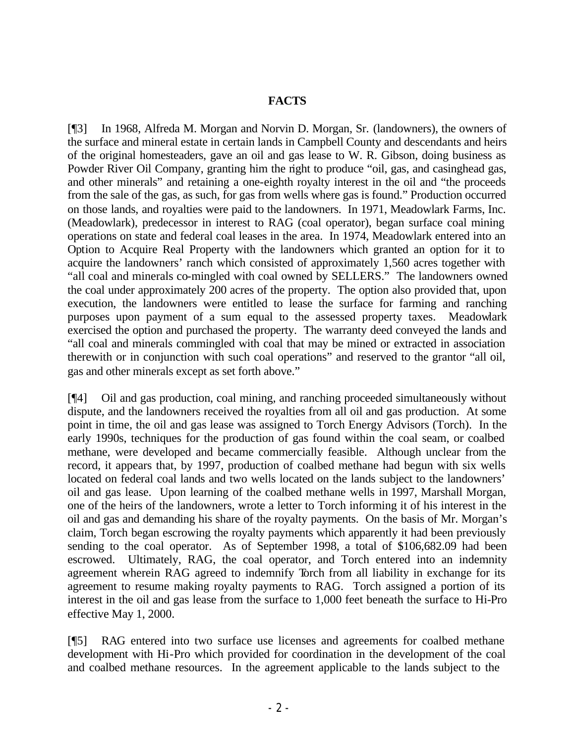**FACTS**

[¶3] In 1968, Alfreda M. Morgan and Norvin D. Morgan, Sr. (landowners), the owners of the surface and mineral estate in certain lands in Campbell County and descendants and heirs of the original homesteaders, gave an oil and gas lease to W. R. Gibson, doing business as Powder River Oil Company, granting him the right to produce "oil, gas, and casinghead gas, and other minerals" and retaining a one-eighth royalty interest in the oil and "the proceeds from the sale of the gas, as such, for gas from wells where gas is found." Production occurred on those lands, and royalties were paid to the landowners. In 1971, Meadowlark Farms, Inc. (Meadowlark), predecessor in interest to RAG (coal operator), began surface coal mining operations on state and federal coal leases in the area. In 1974, Meadowlark entered into an Option to Acquire Real Property with the landowners which granted an option for it to acquire the landowners' ranch which consisted of approximately 1,560 acres together with "all coal and minerals co-mingled with coal owned by SELLERS." The landowners owned the coal under approximately 200 acres of the property. The option also provided that, upon execution, the landowners were entitled to lease the surface for farming and ranching purposes upon payment of a sum equal to the assessed property taxes. Meadowlark exercised the option and purchased the property. The warranty deed conveyed the lands and "all coal and minerals commingled with coal that may be mined or extracted in association therewith or in conjunction with such coal operations" and reserved to the grantor "all oil, gas and other minerals except as set forth above."

[¶4] Oil and gas production, coal mining, and ranching proceeded simultaneously without dispute, and the landowners received the royalties from all oil and gas production. At some point in time, the oil and gas lease was assigned to Torch Energy Advisors (Torch). In the early 1990s, techniques for the production of gas found within the coal seam, or coalbed methane, were developed and became commercially feasible. Although unclear from the record, it appears that, by 1997, production of coalbed methane had begun with six wells located on federal coal lands and two wells located on the lands subject to the landowners' oil and gas lease. Upon learning of the coalbed methane wells in 1997, Marshall Morgan, one of the heirs of the landowners, wrote a letter to Torch informing it of his interest in the oil and gas and demanding his share of the royalty payments. On the basis of Mr. Morgan's claim, Torch began escrowing the royalty payments which apparently it had been previously sending to the coal operator. As of September 1998, a total of $106,682.09 had been escrowed. Ultimately, RAG, the coal operator, and Torch entered into an indemnity agreement wherein RAG agreed to indemnify Torch from all liability in exchange for its agreement to resume making royalty payments to RAG. Torch assigned a portion of its interest in the oil and gas lease from the surface to 1,000 feet beneath the surface to Hi-Pro effective May 1, 2000.

[¶5] RAG entered into two surface use licenses and agreements for coalbed methane development with Hi-Pro which provided for coordination in the development of the coal and coalbed methane resources. In the agreement applicable to the lands subject to the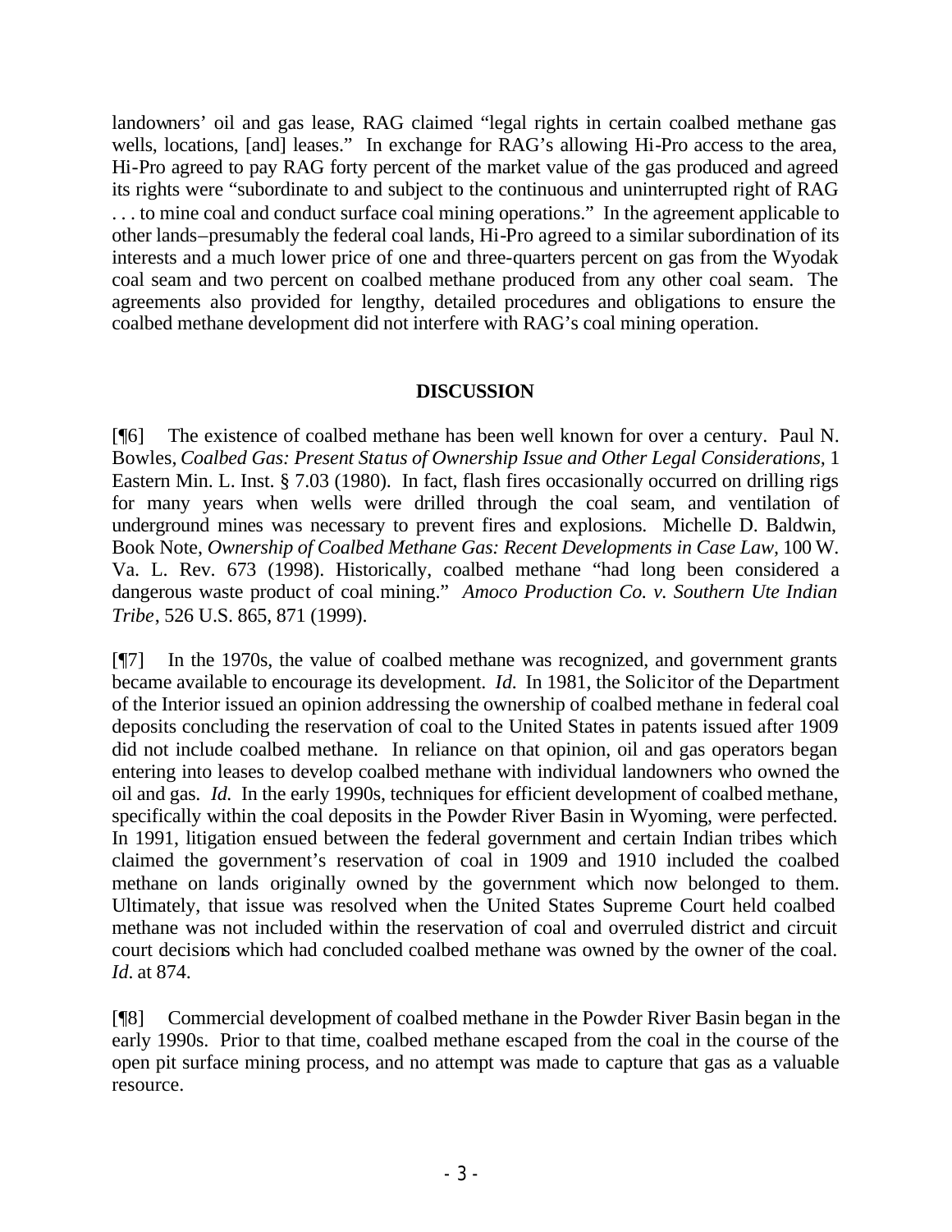landowners' oil and gas lease, RAG claimed "legal rights in certain coalbed methane gas wells, locations, [and] leases." In exchange for RAG's allowing Hi-Pro access to the area, Hi-Pro agreed to pay RAG forty percent of the market value of the gas produced and agreed its rights were "subordinate to and subject to the continuous and uninterrupted right of RAG . . . to mine coal and conduct surface coal mining operations." In the agreement applicable to other lands–presumably the federal coal lands, Hi-Pro agreed to a similar subordination of its interests and a much lower price of one and three-quarters percent on gas from the Wyodak coal seam and two percent on coalbed methane produced from any other coal seam. The agreements also provided for lengthy, detailed procedures and obligations to ensure the coalbed methane development did not interfere with RAG's coal mining operation.

## DISCUSSION

[¶6] The existence of coalbed methane has been well known for over a century. Paul N. Bowles, *Coalbed Gas: Present Status of Ownership Issue and Other Legal Considerations,* 1 Eastern Min. L. Inst. § 7.03 (1980). In fact, flash fires occasionally occurred on drilling rigs for many years when wells were drilled through the coal seam, and ventilation of underground mines was necessary to prevent fires and explosions. Michelle D. Baldwin, Book Note, *Ownership of Coalbed Methane Gas: Recent Developments in Case Law,* 100 W. Va. L. Rev. 673 (1998). Historically, coalbed methane "had long been considered a dangerous waste product of coal mining." *Amoco Production Co. v. Southern Ute Indian Tribe*, 526 U.S. 865, 871 (1999).

[¶7] In the 1970s, the value of coalbed methane was recognized, and government grants became available to encourage its development. *Id.* In 1981, the Solicitor of the Department of the Interior issued an opinion addressing the ownership of coalbed methane in federal coal deposits concluding the reservation of coal to the United States in patents issued after 1909 did not include coalbed methane. In reliance on that opinion, oil and gas operators began entering into leases to develop coalbed methane with individual landowners who owned the oil and gas. *Id.* In the early 1990s, techniques for efficient development of coalbed methane, specifically within the coal deposits in the Powder River Basin in Wyoming, were perfected. In 1991, litigation ensued between the federal government and certain Indian tribes which claimed the government's reservation of coal in 1909 and 1910 included the coalbed methane on lands originally owned by the government which now belonged to them. Ultimately, that issue was resolved when the United States Supreme Court held coalbed methane was not included within the reservation of coal and overruled district and circuit court decisions which had concluded coalbed methane was owned by the owner of the coal. *Id.* at 874.

[¶8] Commercial development of coalbed methane in the Powder River Basin began in the early 1990s. Prior to that time, coalbed methane escaped from the coal in the course of the open pit surface mining process, and no attempt was made to capture that gas as a valuable resource.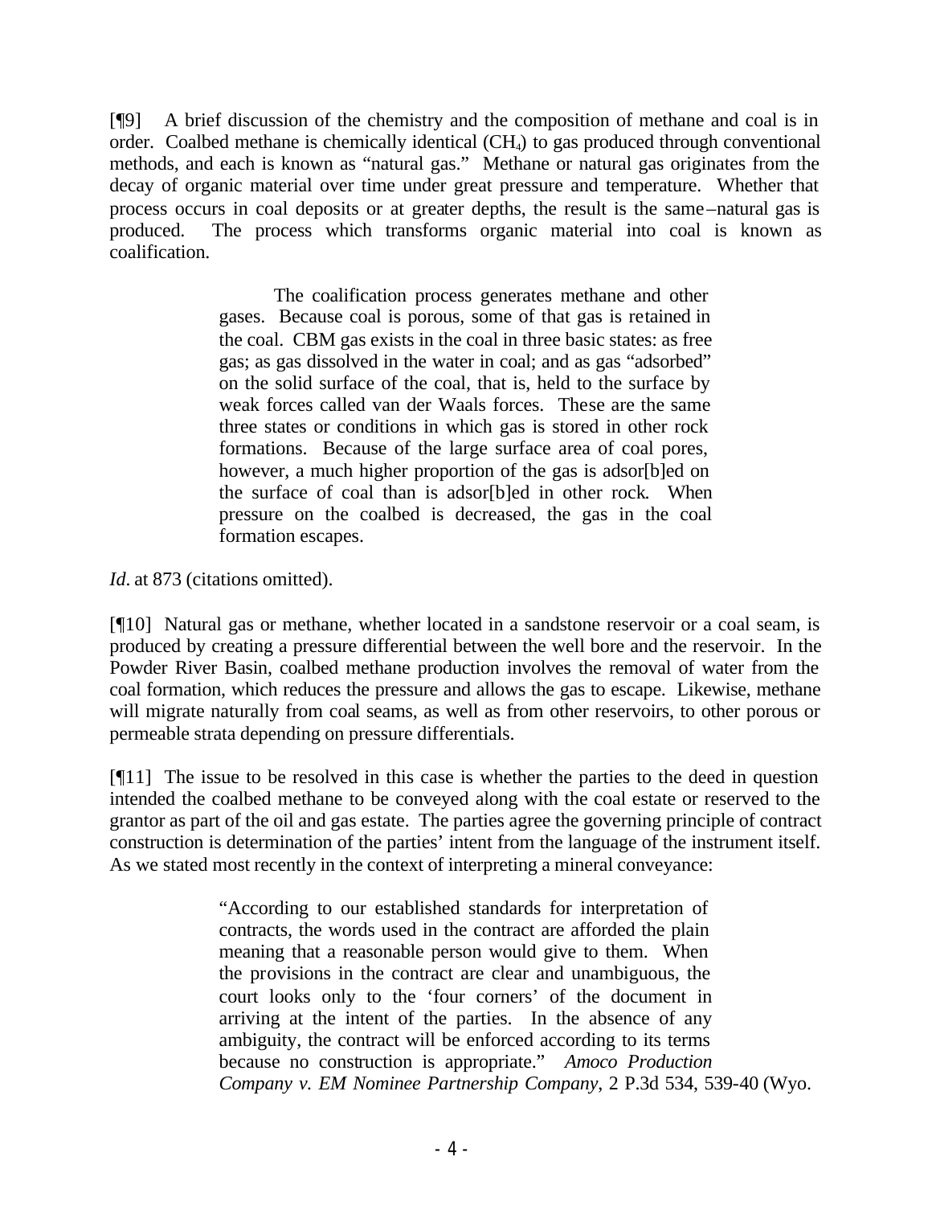[¶9] A brief discussion of the chemistry and the composition of methane and coal is in order. Coalbed methane is chemically identical ($CH_4$) to gas produced through conventional methods, and each is known as "natural gas." Methane or natural gas originates from the decay of organic material over time under great pressure and temperature. Whether that process occurs in coal deposits or at greater depths, the result is the same–natural gas is produced. The process which transforms organic material into coal is known as coalification.

> The coalification process generates methane and other gases. Because coal is porous, some of that gas is retained in the coal. CBM gas exists in the coal in three basic states: as free gas; as gas dissolved in the water in coal; and as gas "adsorbed" on the solid surface of the coal, that is, held to the surface by weak forces called van der Waals forces. These are the same three states or conditions in which gas is stored in other rock formations. Because of the large surface area of coal pores, however, a much higher proportion of the gas is adsor[b]ed on the surface of coal than is adsor[b]ed in other rock. When pressure on the coalbed is decreased, the gas in the coal formation escapes.

*Id*. at 873 (citations omitted).

[¶10] Natural gas or methane, whether located in a sandstone reservoir or a coal seam, is produced by creating a pressure differential between the well bore and the reservoir. In the Powder River Basin, coalbed methane production involves the removal of water from the coal formation, which reduces the pressure and allows the gas to escape. Likewise, methane will migrate naturally from coal seams, as well as from other reservoirs, to other porous or permeable strata depending on pressure differentials.

[¶11] The issue to be resolved in this case is whether the parties to the deed in question intended the coalbed methane to be conveyed along with the coal estate or reserved to the grantor as part of the oil and gas estate. The parties agree the governing principle of contract construction is determination of the parties' intent from the language of the instrument itself. As we stated most recently in the context of interpreting a mineral conveyance:

> "According to our established standards for interpretation of contracts, the words used in the contract are afforded the plain meaning that a reasonable person would give to them. When the provisions in the contract are clear and unambiguous, the court looks only to the 'four corners' of the document in arriving at the intent of the parties. In the absence of any ambiguity, the contract will be enforced according to its terms because no construction is appropriate." *Amoco Production Company v. EM Nominee Partnership Company*, 2 P.3d 534, 539-40 (Wyo.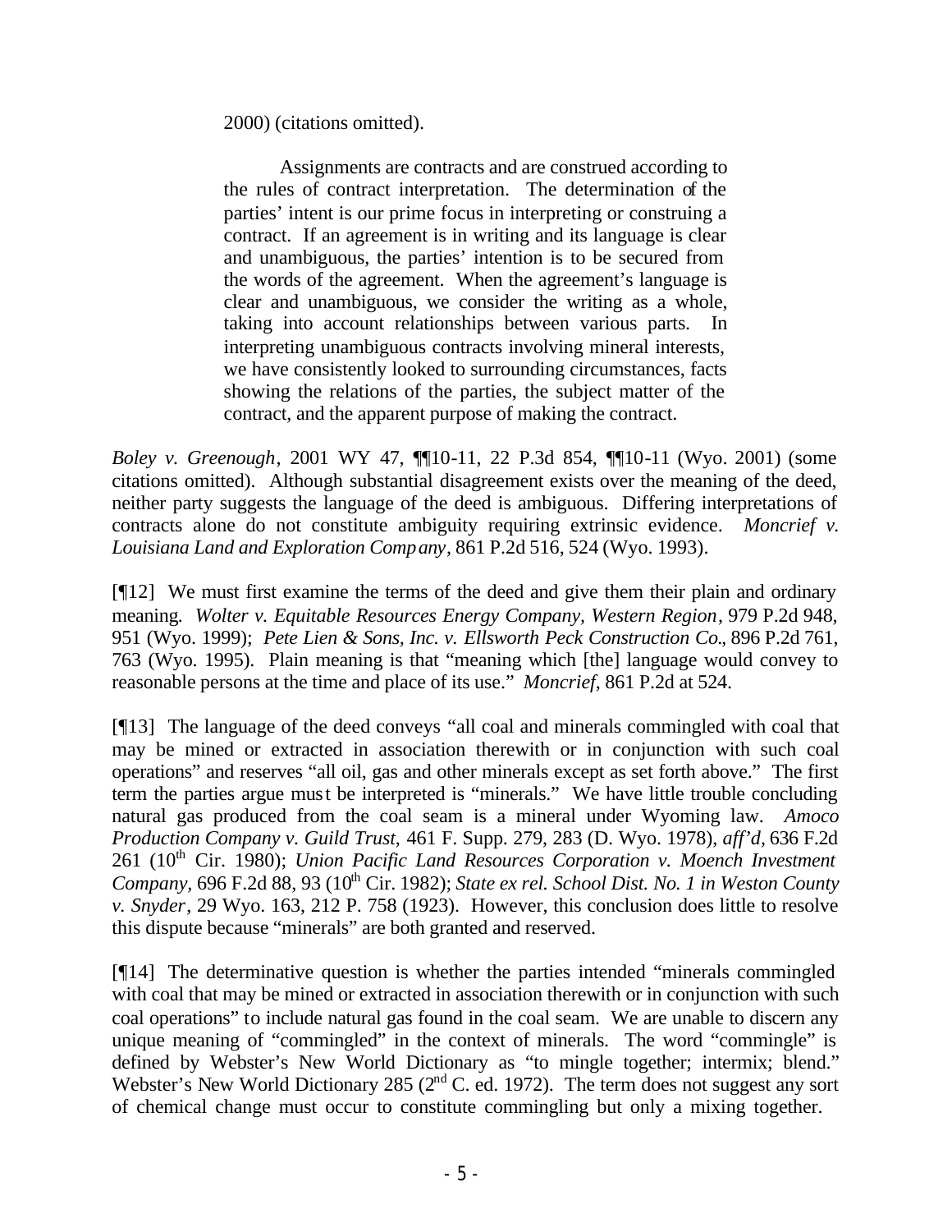2000) (citations omitted).

> Assignments are contracts and are construed according to the rules of contract interpretation. The determination of the parties' intent is our prime focus in interpreting or construing a contract. If an agreement is in writing and its language is clear and unambiguous, the parties' intention is to be secured from the words of the agreement. When the agreement's language is clear and unambiguous, we consider the writing as a whole, taking into account relationships between various parts. In interpreting unambiguous contracts involving mineral interests, we have consistently looked to surrounding circumstances, facts showing the relations of the parties, the subject matter of the contract, and the apparent purpose of making the contract.

*Boley v. Greenough*, 2001 WY 47, ¶¶10-11, 22 P.3d 854, ¶¶10-11 (Wyo. 2001) (some citations omitted). Although substantial disagreement exists over the meaning of the deed, neither party suggests the language of the deed is ambiguous. Differing interpretations of contracts alone do not constitute ambiguity requiring extrinsic evidence. *Moncrief v. Louisiana Land and Exploration Company*, 861 P.2d 516, 524 (Wyo. 1993).

[¶12] We must first examine the terms of the deed and give them their plain and ordinary meaning. *Wolter v. Equitable Resources Energy Company, Western Region*, 979 P.2d 948, 951 (Wyo. 1999); *Pete Lien & Sons, Inc. v. Ellsworth Peck Construction Co.*, 896 P.2d 761, 763 (Wyo. 1995). Plain meaning is that "meaning which [the] language would convey to reasonable persons at the time and place of its use." *Moncrief*, 861 P.2d at 524.

[¶13] The language of the deed conveys "all coal and minerals commingled with coal that may be mined or extracted in association therewith or in conjunction with such coal operations" and reserves "all oil, gas and other minerals except as set forth above." The first term the parties argue must be interpreted is "minerals." We have little trouble concluding natural gas produced from the coal seam is a mineral under Wyoming law. *Amoco Production Company v. Guild Trust*, 461 F. Supp. 279, 283 (D. Wyo. 1978), *aff'd*, 636 F.2d 261 (10th Cir. 1980); *Union Pacific Land Resources Corporation v. Moench Investment Company*, 696 F.2d 88, 93 (10th Cir. 1982); *State ex rel. School Dist. No. 1 in Weston County v. Snyder*, 29 Wyo. 163, 212 P. 758 (1923). However, this conclusion does little to resolve this dispute because "minerals" are both granted and reserved.

[¶14] The determinative question is whether the parties intended "minerals commingled with coal that may be mined or extracted in association therewith or in conjunction with such coal operations" to include natural gas found in the coal seam. We are unable to discern any unique meaning of "commingled" in the context of minerals. The word "commingle" is defined by Webster's New World Dictionary as "to mingle together; intermix; blend." Webster's New World Dictionary 285 (2nd C. ed. 1972). The term does not suggest any sort of chemical change must occur to constitute commingling but only a mixing together.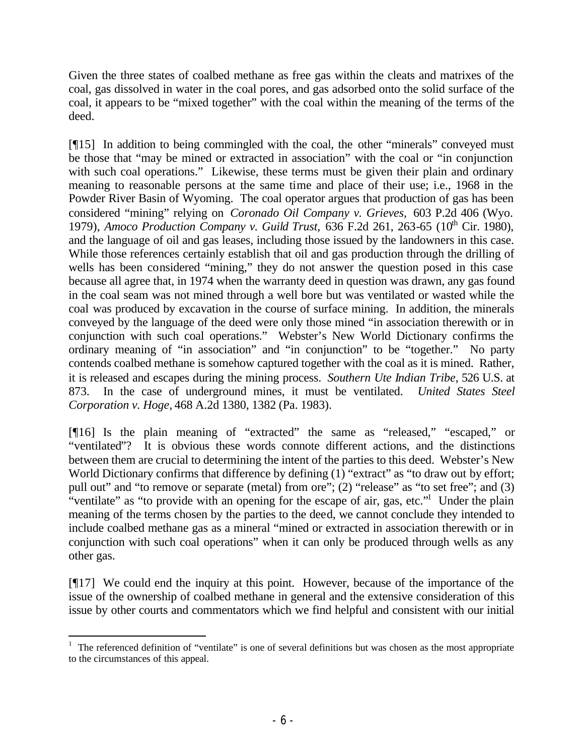Given the three states of coalbed methane as free gas within the cleats and matrixes of the coal, gas dissolved in water in the coal pores, and gas adsorbed onto the solid surface of the coal, it appears to be "mixed together" with the coal within the meaning of the terms of the deed.

[¶15] In addition to being commingled with the coal, the other "minerals" conveyed must be those that "may be mined or extracted in association" with the coal or "in conjunction with such coal operations." Likewise, these terms must be given their plain and ordinary meaning to reasonable persons at the same time and place of their use; i.e., 1968 in the Powder River Basin of Wyoming. The coal operator argues that production of gas has been considered "mining" relying on *Coronado Oil Company v. Grieves*, 603 P.2d 406 (Wyo. 1979), *Amoco Production Company v. Guild Trust*, 636 F.2d 261, 263-65 (10th Cir. 1980), and the language of oil and gas leases, including those issued by the landowners in this case. While those references certainly establish that oil and gas production through the drilling of wells has been considered "mining," they do not answer the question posed in this case because all agree that, in 1974 when the warranty deed in question was drawn, any gas found in the coal seam was not mined through a well bore but was ventilated or wasted while the coal was produced by excavation in the course of surface mining. In addition, the minerals conveyed by the language of the deed were only those mined "in association therewith or in conjunction with such coal operations." Webster's New World Dictionary confirms the ordinary meaning of "in association" and "in conjunction" to be "together." No party contends coalbed methane is somehow captured together with the coal as it is mined. Rather, it is released and escapes during the mining process. *Southern Ute Indian Tribe*, 526 U.S. at 873. In the case of underground mines, it must be ventilated. *United States Steel Corporation v. Hoge*, 468 A.2d 1380, 1382 (Pa. 1983).

[¶16] Is the plain meaning of "extracted" the same as "released," "escaped," or "ventilated"? It is obvious these words connote different actions, and the distinctions between them are crucial to determining the intent of the parties to this deed. Webster's New World Dictionary confirms that difference by defining (1) "extract" as "to draw out by effort; pull out" and "to remove or separate (metal) from ore"; (2) "release" as "to set free"; and (3) "ventilate" as "to provide with an opening for the escape of air, gas, etc."[1] Under the plain meaning of the terms chosen by the parties to the deed, we cannot conclude they intended to include coalbed methane gas as a mineral "mined or extracted in association therewith or in conjunction with such coal operations" when it can only be produced through wells as any other gas.

[¶17] We could end the inquiry at this point. However, because of the importance of the issue of the ownership of coalbed methane in general and the extensive consideration of this issue by other courts and commentators which we find helpful and consistent with our initial

---

[1] The referenced definition of "ventilate" is one of several definitions but was chosen as the most appropriate to the circumstances of this appeal.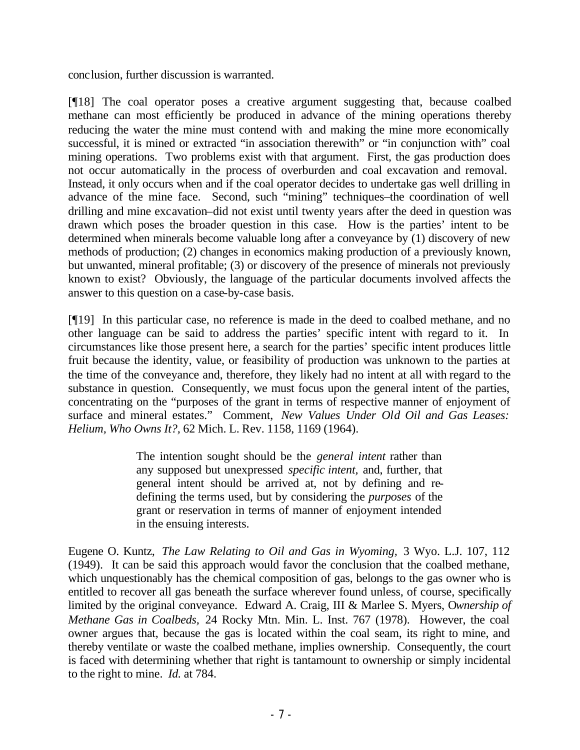conclusion, further discussion is warranted.

[¶18] The coal operator poses a creative argument suggesting that, because coalbed methane can most efficiently be produced in advance of the mining operations thereby reducing the water the mine must contend with and making the mine more economically successful, it is mined or extracted "in association therewith" or "in conjunction with" coal mining operations. Two problems exist with that argument. First, the gas production does not occur automatically in the process of overburden and coal excavation and removal. Instead, it only occurs when and if the coal operator decides to undertake gas well drilling in advance of the mine face. Second, such "mining" techniques–the coordination of well drilling and mine excavation–did not exist until twenty years after the deed in question was drawn which poses the broader question in this case. How is the parties' intent to be determined when minerals become valuable long after a conveyance by (1) discovery of new methods of production; (2) changes in economics making production of a previously known, but unwanted, mineral profitable; (3) or discovery of the presence of minerals not previously known to exist? Obviously, the language of the particular documents involved affects the answer to this question on a case-by-case basis.

[¶19] In this particular case, no reference is made in the deed to coalbed methane, and no other language can be said to address the parties' specific intent with regard to it. In circumstances like those present here, a search for the parties' specific intent produces little fruit because the identity, value, or feasibility of production was unknown to the parties at the time of the conveyance and, therefore, they likely had no intent at all with regard to the substance in question. Consequently, we must focus upon the general intent of the parties, concentrating on the "purposes of the grant in terms of respective manner of enjoyment of surface and mineral estates." Comment, *New Values Under Old Oil and Gas Leases: Helium, Who Owns It?,* 62 Mich. L. Rev. 1158, 1169 (1964).

> The intention sought should be the *general intent* rather than any supposed but unexpressed *specific intent,* and, further, that general intent should be arrived at, not by defining and re-defining the terms used, but by considering the *purposes* of the grant or reservation in terms of manner of enjoyment intended in the ensuing interests.

Eugene O. Kuntz, *The Law Relating to Oil and Gas in Wyoming,* 3 Wyo. L.J. 107, 112 (1949). It can be said this approach would favor the conclusion that the coalbed methane, which unquestionably has the chemical composition of gas, belongs to the gas owner who is entitled to recover all gas beneath the surface wherever found unless, of course, specifically limited by the original conveyance. Edward A. Craig, III & Marlee S. Myers, *Ownership of Methane Gas in Coalbeds,* 24 Rocky Mtn. Min. L. Inst. 767 (1978). However, the coal owner argues that, because the gas is located within the coal seam, its right to mine, and thereby ventilate or waste the coalbed methane, implies ownership. Consequently, the court is faced with determining whether that right is tantamount to ownership or simply incidental to the right to mine. *Id.* at 784.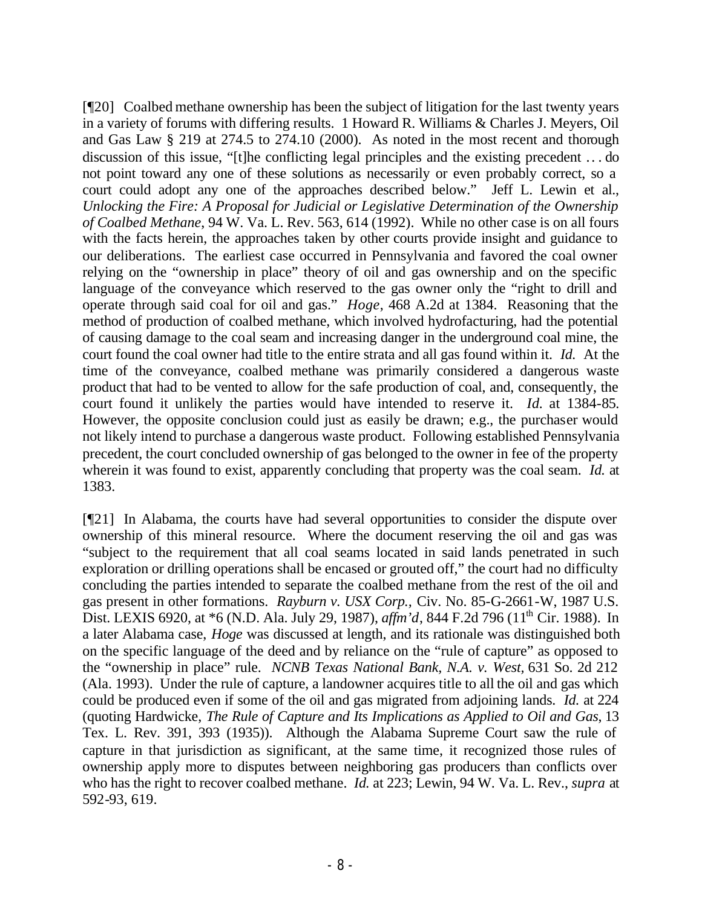[¶20] Coalbed methane ownership has been the subject of litigation for the last twenty years in a variety of forums with differing results. 1 Howard R. Williams & Charles J. Meyers, Oil and Gas Law § 219 at 274.5 to 274.10 (2000). As noted in the most recent and thorough discussion of this issue, "[t]he conflicting legal principles and the existing precedent . . . do not point toward any one of these solutions as necessarily or even probably correct, so a court could adopt any one of the approaches described below." Jeff L. Lewin et al., *Unlocking the Fire: A Proposal for Judicial or Legislative Determination of the Ownership of Coalbed Methane*, 94 W. Va. L. Rev. 563, 614 (1992). While no other case is on all fours with the facts herein, the approaches taken by other courts provide insight and guidance to our deliberations. The earliest case occurred in Pennsylvania and favored the coal owner relying on the "ownership in place" theory of oil and gas ownership and on the specific language of the conveyance which reserved to the gas owner only the "right to drill and operate through said coal for oil and gas." *Hoge*, 468 A.2d at 1384. Reasoning that the method of production of coalbed methane, which involved hydrofacturing, had the potential of causing damage to the coal seam and increasing danger in the underground coal mine, the court found the coal owner had title to the entire strata and all gas found within it. *Id.* At the time of the conveyance, coalbed methane was primarily considered a dangerous waste product that had to be vented to allow for the safe production of coal, and, consequently, the court found it unlikely the parties would have intended to reserve it. *Id.* at 1384-85. However, the opposite conclusion could just as easily be drawn; e.g., the purchaser would not likely intend to purchase a dangerous waste product. Following established Pennsylvania precedent, the court concluded ownership of gas belonged to the owner in fee of the property wherein it was found to exist, apparently concluding that property was the coal seam. *Id.* at 1383.

[¶21] In Alabama, the courts have had several opportunities to consider the dispute over ownership of this mineral resource. Where the document reserving the oil and gas was "subject to the requirement that all coal seams located in said lands penetrated in such exploration or drilling operations shall be encased or grouted off," the court had no difficulty concluding the parties intended to separate the coalbed methane from the rest of the oil and gas present in other formations. *Rayburn v. USX Corp.*, Civ. No. 85-G-2661-W, 1987 U.S. Dist. LEXIS 6920, at *6 (N.D. Ala. July 29, 1987), *affm'd*, 844 F.2d 796 (11th Cir. 1988). In a later Alabama case, *Hoge* was discussed at length, and its rationale was distinguished both on the specific language of the deed and by reliance on the "rule of capture" as opposed to the "ownership in place" rule. *NCNB Texas National Bank, N.A. v. West,* 631 So. 2d 212 (Ala. 1993). Under the rule of capture, a landowner acquires title to all the oil and gas which could be produced even if some of the oil and gas migrated from adjoining lands. *Id.* at 224 (quoting Hardwicke, *The Rule of Capture and Its Implications as Applied to Oil and Gas*, 13 Tex. L. Rev. 391, 393 (1935)). Although the Alabama Supreme Court saw the rule of capture in that jurisdiction as significant, at the same time, it recognized those rules of ownership apply more to disputes between neighboring gas producers than conflicts over who has the right to recover coalbed methane. *Id.* at 223; Lewin, 94 W. Va. L. Rev., *supra* at 592-93, 619.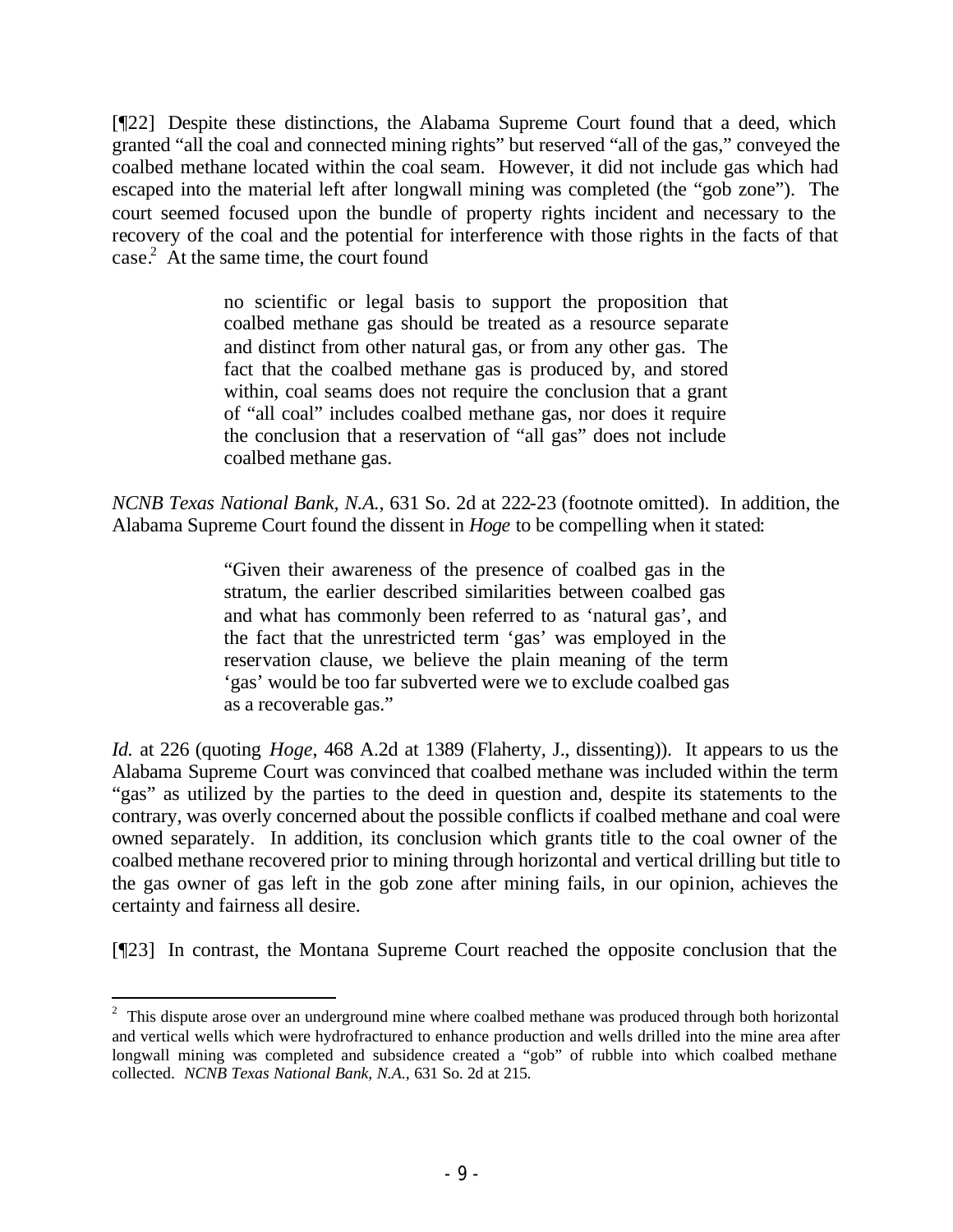[¶22] Despite these distinctions, the Alabama Supreme Court found that a deed, which granted "all the coal and connected mining rights" but reserved "all of the gas," conveyed the coalbed methane located within the coal seam. However, it did not include gas which had escaped into the material left after longwall mining was completed (the "gob zone"). The court seemed focused upon the bundle of property rights incident and necessary to the recovery of the coal and the potential for interference with those rights in the facts of that case.[2] At the same time, the court found

> no scientific or legal basis to support the proposition that coalbed methane gas should be treated as a resource separate and distinct from other natural gas, or from any other gas. The fact that the coalbed methane gas is produced by, and stored within, coal seams does not require the conclusion that a grant of "all coal" includes coalbed methane gas, nor does it require the conclusion that a reservation of "all gas" does not include coalbed methane gas.

*NCNB Texas National Bank, N.A.*, 631 So. 2d at 222-23 (footnote omitted). In addition, the Alabama Supreme Court found the dissent in *Hoge* to be compelling when it stated:

> "Given their awareness of the presence of coalbed gas in the stratum, the earlier described similarities between coalbed gas and what has commonly been referred to as 'natural gas', and the fact that the unrestricted term 'gas' was employed in the reservation clause, we believe the plain meaning of the term 'gas' would be too far subverted were we to exclude coalbed gas as a recoverable gas."

*Id.* at 226 (quoting *Hoge*, 468 A.2d at 1389 (Flaherty, J., dissenting)). It appears to us the Alabama Supreme Court was convinced that coalbed methane was included within the term "gas" as utilized by the parties to the deed in question and, despite its statements to the contrary, was overly concerned about the possible conflicts if coalbed methane and coal were owned separately. In addition, its conclusion which grants title to the coal owner of the coalbed methane recovered prior to mining through horizontal and vertical drilling but title to the gas owner of gas left in the gob zone after mining fails, in our opinion, achieves the certainty and fairness all desire.

[¶23] In contrast, the Montana Supreme Court reached the opposite conclusion that the

---

[2] This dispute arose over an underground mine where coalbed methane was produced through both horizontal and vertical wells which were hydrofractured to enhance production and wells drilled into the mine area after longwall mining was completed and subsidence created a "gob" of rubble into which coalbed methane collected. *NCNB Texas National Bank, N.A.*, 631 So. 2d at 215.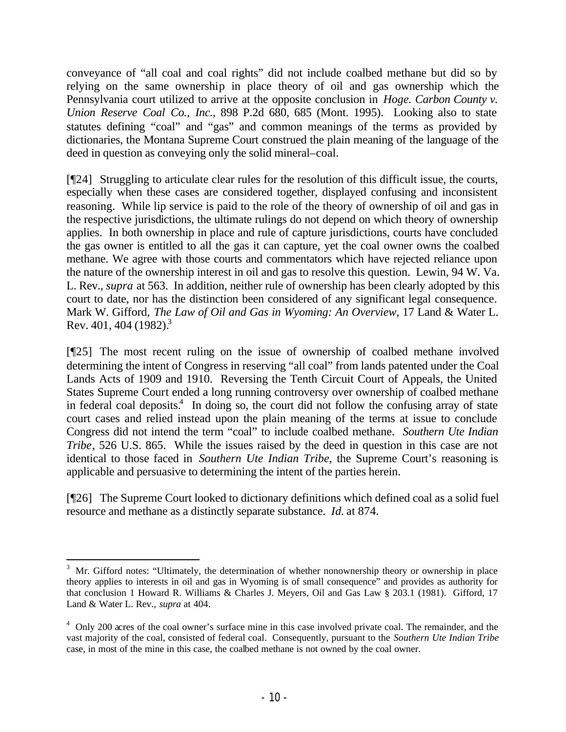conveyance of "all coal and coal rights" did not include coalbed methane but did so by relying on the same ownership in place theory of oil and gas ownership which the Pennsylvania court utilized to arrive at the opposite conclusion in *Hoge. Carbon County v. Union Reserve Coal Co., Inc.*, 898 P.2d 680, 685 (Mont. 1995). Looking also to state statutes defining "coal" and "gas" and common meanings of the terms as provided by dictionaries, the Montana Supreme Court construed the plain meaning of the language of the deed in question as conveying only the solid mineral–coal.

[¶24] Struggling to articulate clear rules for the resolution of this difficult issue, the courts, especially when these cases are considered together, displayed confusing and inconsistent reasoning. While lip service is paid to the role of the theory of ownership of oil and gas in the respective jurisdictions, the ultimate rulings do not depend on which theory of ownership applies. In both ownership in place and rule of capture jurisdictions, courts have concluded the gas owner is entitled to all the gas it can capture, yet the coal owner owns the coalbed methane. We agree with those courts and commentators which have rejected reliance upon the nature of the ownership interest in oil and gas to resolve this question. Lewin, 94 W. Va. L. Rev., *supra* at 563. In addition, neither rule of ownership has been clearly adopted by this court to date, nor has the distinction been considered of any significant legal consequence. Mark W. Gifford, *The Law of Oil and Gas in Wyoming: An Overview*, 17 Land & Water L. Rev. 401, 404 (1982).[3]

[¶25] The most recent ruling on the issue of ownership of coalbed methane involved determining the intent of Congress in reserving "all coal" from lands patented under the Coal Lands Acts of 1909 and 1910. Reversing the Tenth Circuit Court of Appeals, the United States Supreme Court ended a long running controversy over ownership of coalbed methane in federal coal deposits.[4] In doing so, the court did not follow the confusing array of state court cases and relied instead upon the plain meaning of the terms at issue to conclude Congress did not intend the term "coal" to include coalbed methane. *Southern Ute Indian Tribe*, 526 U.S. 865. While the issues raised by the deed in question in this case are not identical to those faced in *Southern Ute Indian Tribe*, the Supreme Court's reasoning is applicable and persuasive to determining the intent of the parties herein.

[¶26] The Supreme Court looked to dictionary definitions which defined coal as a solid fuel resource and methane as a distinctly separate substance. *Id.* at 874.

---

[3] Mr. Gifford notes: "Ultimately, the determination of whether nonownership theory or ownership in place theory applies to interests in oil and gas in Wyoming is of small consequence" and provides as authority for that conclusion 1 Howard R. Williams & Charles J. Meyers, Oil and Gas Law § 203.1 (1981). Gifford, 17 Land & Water L. Rev., *supra* at 404.

[4] Only 200 acres of the coal owner's surface mine in this case involved private coal. The remainder, and the vast majority of the coal, consisted of federal coal. Consequently, pursuant to the *Southern Ute Indian Tribe* case, in most of the mine in this case, the coalbed methane is not owned by the coal owner.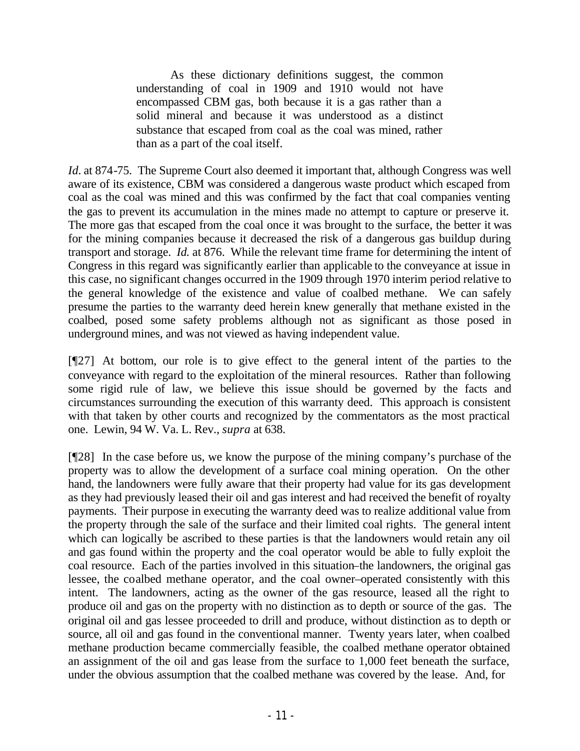> As these dictionary definitions suggest, the common understanding of coal in 1909 and 1910 would not have encompassed CBM gas, both because it is a gas rather than a solid mineral and because it was understood as a distinct substance that escaped from coal as the coal was mined, rather than as a part of the coal itself.

*Id*. at 874-75. The Supreme Court also deemed it important that, although Congress was well aware of its existence, CBM was considered a dangerous waste product which escaped from coal as the coal was mined and this was confirmed by the fact that coal companies venting the gas to prevent its accumulation in the mines made no attempt to capture or preserve it. The more gas that escaped from the coal once it was brought to the surface, the better it was for the mining companies because it decreased the risk of a dangerous gas buildup during transport and storage. *Id.* at 876. While the relevant time frame for determining the intent of Congress in this regard was significantly earlier than applicable to the conveyance at issue in this case, no significant changes occurred in the 1909 through 1970 interim period relative to the general knowledge of the existence and value of coalbed methane. We can safely presume the parties to the warranty deed herein knew generally that methane existed in the coalbed, posed some safety problems although not as significant as those posed in underground mines, and was not viewed as having independent value.

[¶27] At bottom, our role is to give effect to the general intent of the parties to the conveyance with regard to the exploitation of the mineral resources. Rather than following some rigid rule of law, we believe this issue should be governed by the facts and circumstances surrounding the execution of this warranty deed. This approach is consistent with that taken by other courts and recognized by the commentators as the most practical one. Lewin, 94 W. Va. L. Rev., *supra* at 638.

[¶28] In the case before us, we know the purpose of the mining company's purchase of the property was to allow the development of a surface coal mining operation. On the other hand, the landowners were fully aware that their property had value for its gas development as they had previously leased their oil and gas interest and had received the benefit of royalty payments. Their purpose in executing the warranty deed was to realize additional value from the property through the sale of the surface and their limited coal rights. The general intent which can logically be ascribed to these parties is that the landowners would retain any oil and gas found within the property and the coal operator would be able to fully exploit the coal resource. Each of the parties involved in this situation–the landowners, the original gas lessee, the coalbed methane operator, and the coal owner–operated consistently with this intent. The landowners, acting as the owner of the gas resource, leased all the right to produce oil and gas on the property with no distinction as to depth or source of the gas. The original oil and gas lessee proceeded to drill and produce, without distinction as to depth or source, all oil and gas found in the conventional manner. Twenty years later, when coalbed methane production became commercially feasible, the coalbed methane operator obtained an assignment of the oil and gas lease from the surface to 1,000 feet beneath the surface, under the obvious assumption that the coalbed methane was covered by the lease. And, for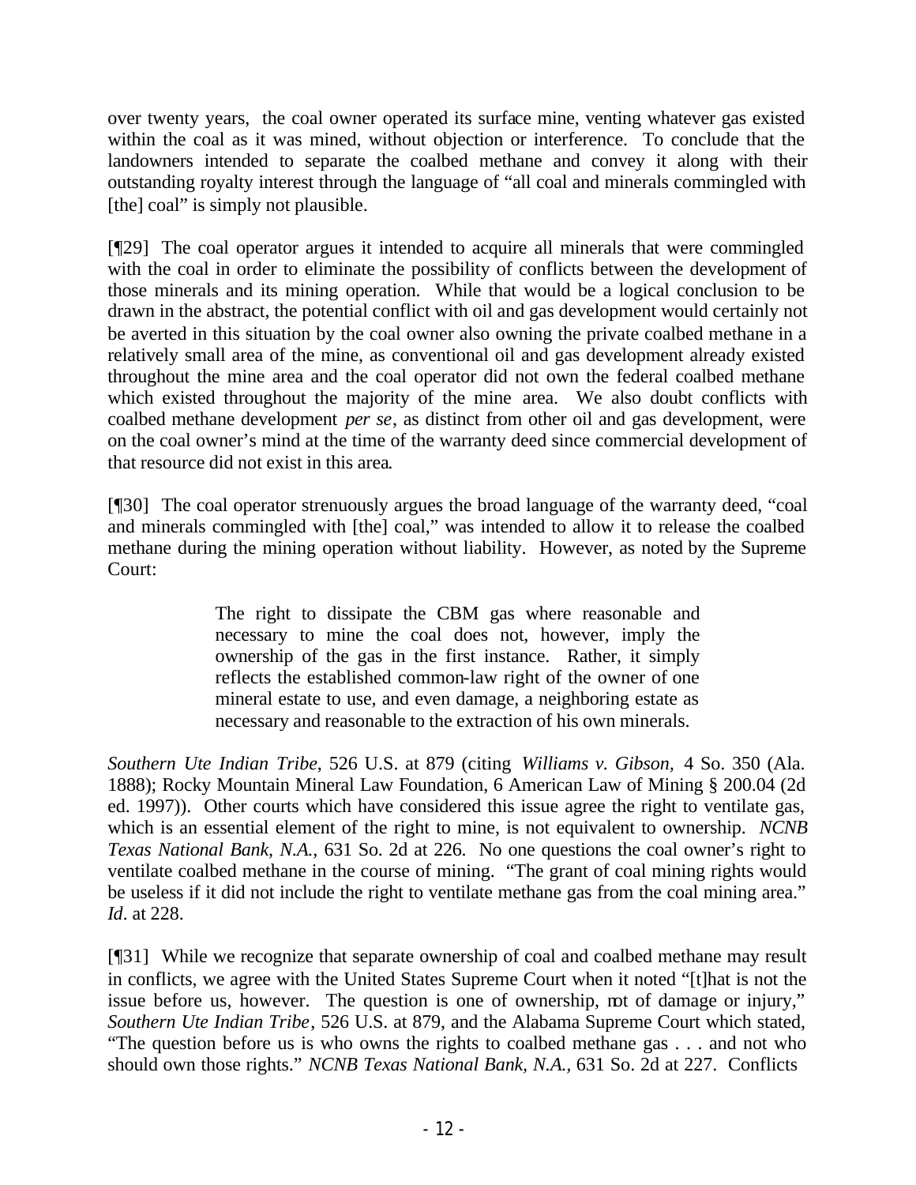over twenty years, the coal owner operated its surface mine, venting whatever gas existed within the coal as it was mined, without objection or interference. To conclude that the landowners intended to separate the coalbed methane and convey it along with their outstanding royalty interest through the language of "all coal and minerals commingled with [the] coal" is simply not plausible.

[¶29] The coal operator argues it intended to acquire all minerals that were commingled with the coal in order to eliminate the possibility of conflicts between the development of those minerals and its mining operation. While that would be a logical conclusion to be drawn in the abstract, the potential conflict with oil and gas development would certainly not be averted in this situation by the coal owner also owning the private coalbed methane in a relatively small area of the mine, as conventional oil and gas development already existed throughout the mine area and the coal operator did not own the federal coalbed methane which existed throughout the majority of the mine area. We also doubt conflicts with coalbed methane development *per se*, as distinct from other oil and gas development, were on the coal owner's mind at the time of the warranty deed since commercial development of that resource did not exist in this area.

[¶30] The coal operator strenuously argues the broad language of the warranty deed, "coal and minerals commingled with [the] coal," was intended to allow it to release the coalbed methane during the mining operation without liability. However, as noted by the Supreme Court:

> The right to dissipate the CBM gas where reasonable and necessary to mine the coal does not, however, imply the ownership of the gas in the first instance. Rather, it simply reflects the established common-law right of the owner of one mineral estate to use, and even damage, a neighboring estate as necessary and reasonable to the extraction of his own minerals.

*Southern Ute Indian Tribe*, 526 U.S. at 879 (citing *Williams v. Gibson*, 4 So. 350 (Ala. 1888); Rocky Mountain Mineral Law Foundation, 6 American Law of Mining § 200.04 (2d ed. 1997)). Other courts which have considered this issue agree the right to ventilate gas, which is an essential element of the right to mine, is not equivalent to ownership. *NCNB Texas National Bank, N.A.*, 631 So. 2d at 226. No one questions the coal owner's right to ventilate coalbed methane in the course of mining. "The grant of coal mining rights would be useless if it did not include the right to ventilate methane gas from the coal mining area." *Id*. at 228.

[¶31] While we recognize that separate ownership of coal and coalbed methane may result in conflicts, we agree with the United States Supreme Court when it noted "[t]hat is not the issue before us, however. The question is one of ownership, not of damage or injury," *Southern Ute Indian Tribe*, 526 U.S. at 879, and the Alabama Supreme Court which stated, "The question before us is who owns the rights to coalbed methane gas . . . and not who should own those rights." *NCNB Texas National Bank, N.A.*, 631 So. 2d at 227. Conflicts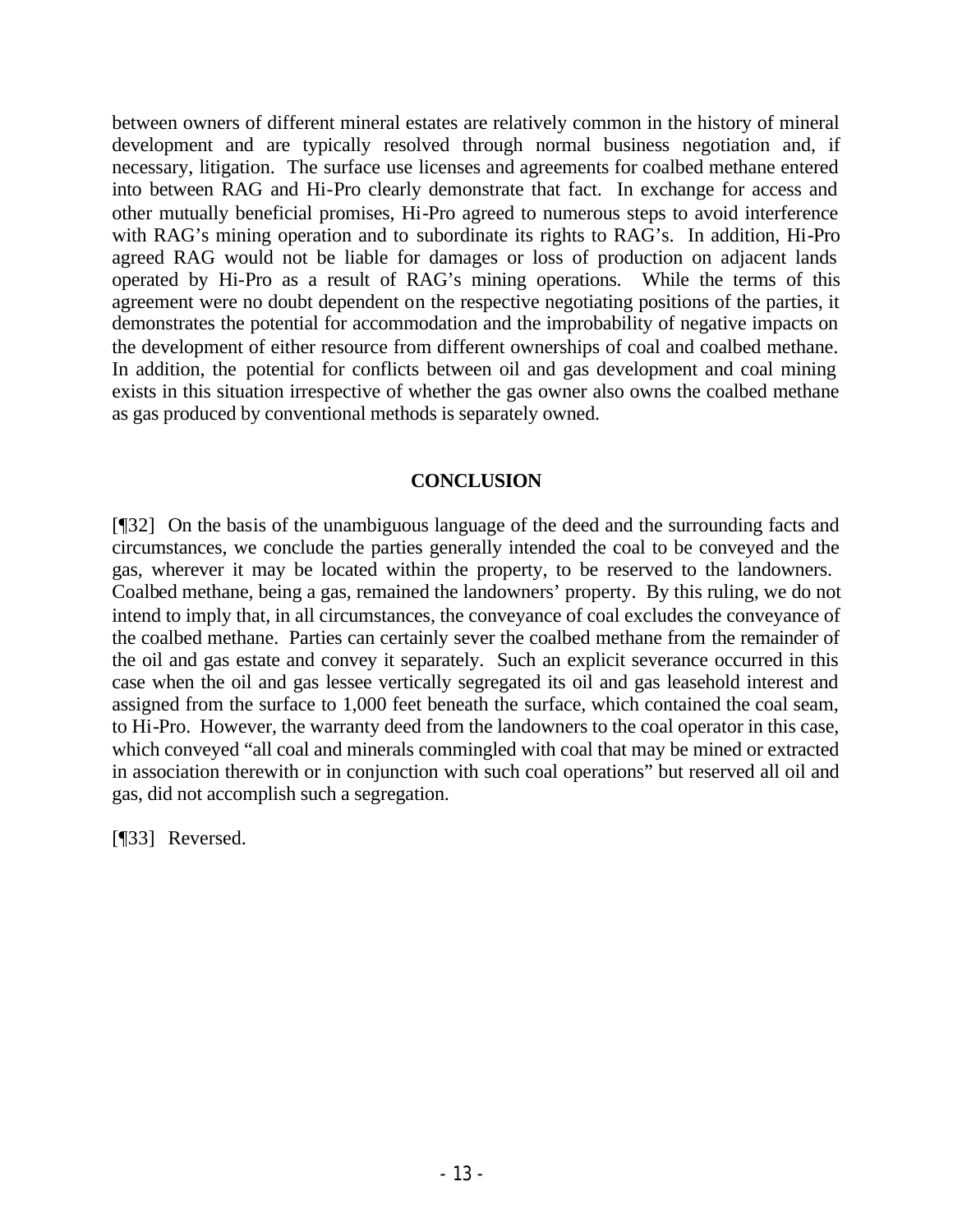between owners of different mineral estates are relatively common in the history of mineral development and are typically resolved through normal business negotiation and, if necessary, litigation. The surface use licenses and agreements for coalbed methane entered into between RAG and Hi-Pro clearly demonstrate that fact. In exchange for access and other mutually beneficial promises, Hi-Pro agreed to numerous steps to avoid interference with RAG's mining operation and to subordinate its rights to RAG's. In addition, Hi-Pro agreed RAG would not be liable for damages or loss of production on adjacent lands operated by Hi-Pro as a result of RAG's mining operations. While the terms of this agreement were no doubt dependent on the respective negotiating positions of the parties, it demonstrates the potential for accommodation and the improbability of negative impacts on the development of either resource from different ownerships of coal and coalbed methane. In addition, the potential for conflicts between oil and gas development and coal mining exists in this situation irrespective of whether the gas owner also owns the coalbed methane as gas produced by conventional methods is separately owned.

## CONCLUSION

[¶32] On the basis of the unambiguous language of the deed and the surrounding facts and circumstances, we conclude the parties generally intended the coal to be conveyed and the gas, wherever it may be located within the property, to be reserved to the landowners. Coalbed methane, being a gas, remained the landowners' property. By this ruling, we do not intend to imply that, in all circumstances, the conveyance of coal excludes the conveyance of the coalbed methane. Parties can certainly sever the coalbed methane from the remainder of the oil and gas estate and convey it separately. Such an explicit severance occurred in this case when the oil and gas lessee vertically segregated its oil and gas leasehold interest and assigned from the surface to 1,000 feet beneath the surface, which contained the coal seam, to Hi-Pro. However, the warranty deed from the landowners to the coal operator in this case, which conveyed "all coal and minerals commingled with coal that may be mined or extracted in association therewith or in conjunction with such coal operations" but reserved all oil and gas, did not accomplish such a segregation.

[¶33] Reversed.